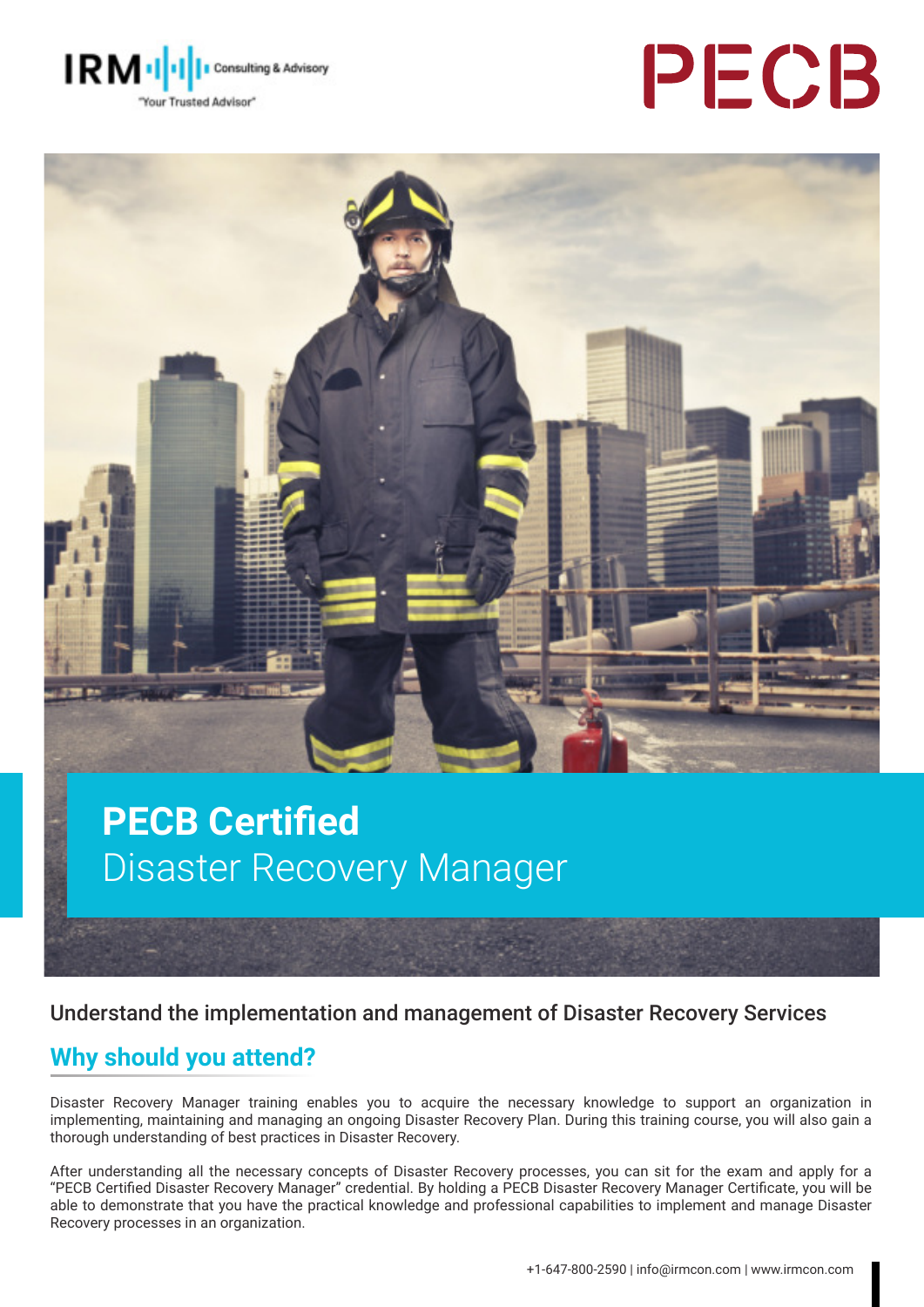IRM Consulting & Advisory
"Your Trusted Advisor"

PECB

# PECB Certified
Disaster Recovery Manager

Understand the implementation and management of Disaster Recovery Services

## Why should you attend?

Disaster Recovery Manager training enables you to acquire the necessary knowledge to support an organization in implementing, maintaining and managing an ongoing Disaster Recovery Plan. During this training course, you will also gain a thorough understanding of best practices in Disaster Recovery.

After understanding all the necessary concepts of Disaster Recovery processes, you can sit for the exam and apply for a "PECB Certified Disaster Recovery Manager" credential. By holding a PECB Disaster Recovery Manager Certificate, you will be able to demonstrate that you have the practical knowledge and professional capabilities to implement and manage Disaster Recovery processes in an organization.

+1-647-800-2590 | info@irmcon.com | www.irmcon.com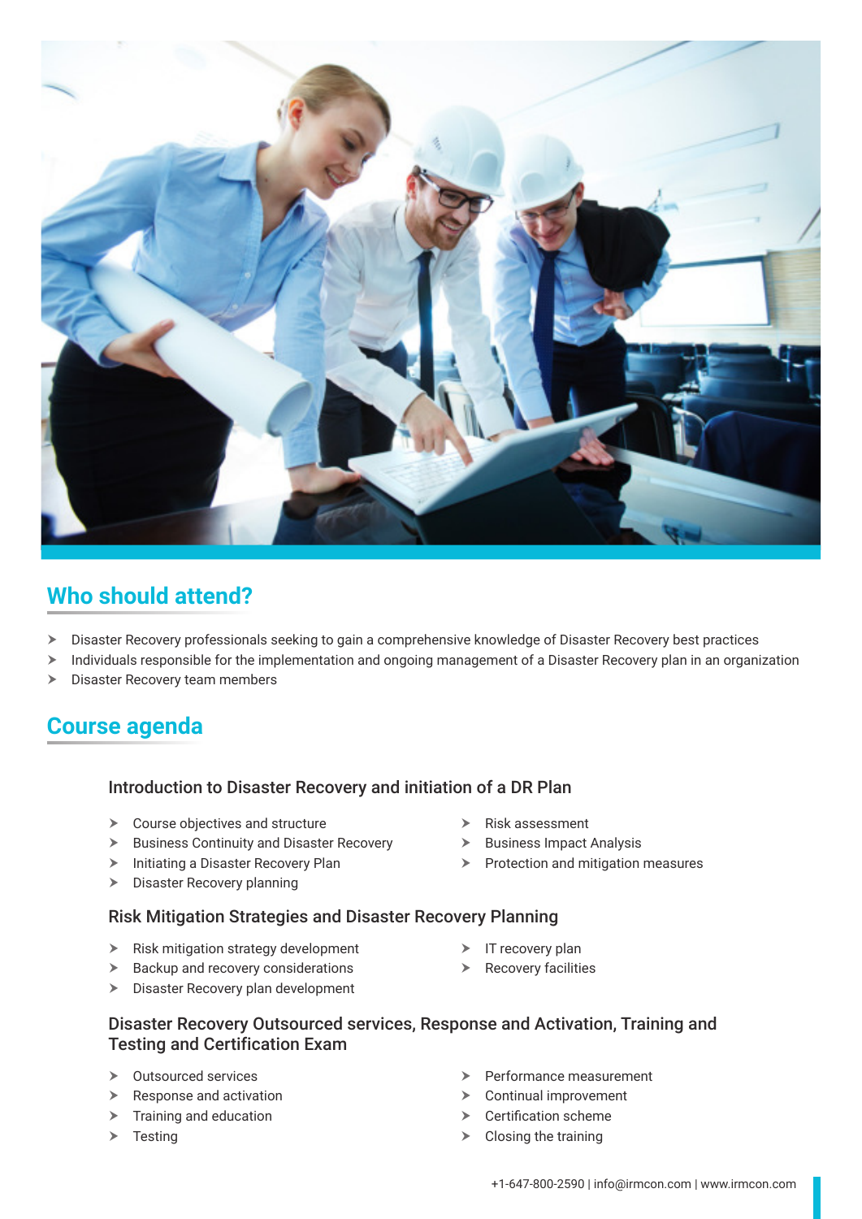## Who should attend?

- Disaster Recovery professionals seeking to gain a comprehensive knowledge of Disaster Recovery best practices
- Individuals responsible for the implementation and ongoing management of a Disaster Recovery plan in an organization
- Disaster Recovery team members

## Course agenda

### Introduction to Disaster Recovery and initiation of a DR Plan

- Course objectives and structure
- Business Continuity and Disaster Recovery
- Initiating a Disaster Recovery Plan
- Disaster Recovery planning
- Risk assessment
- Business Impact Analysis
- Protection and mitigation measures

### Risk Mitigation Strategies and Disaster Recovery Planning

- Risk mitigation strategy development
- Backup and recovery considerations
- Disaster Recovery plan development
- IT recovery plan
- Recovery facilities

### Disaster Recovery Outsourced services, Response and Activation, Training and Testing and Certification Exam

- Outsourced services
- Response and activation
- Training and education
- Testing
- Performance measurement
- Continual improvement
- Certification scheme
- Closing the training

+1-647-800-2590 | info@irmcon.com | www.irmcon.com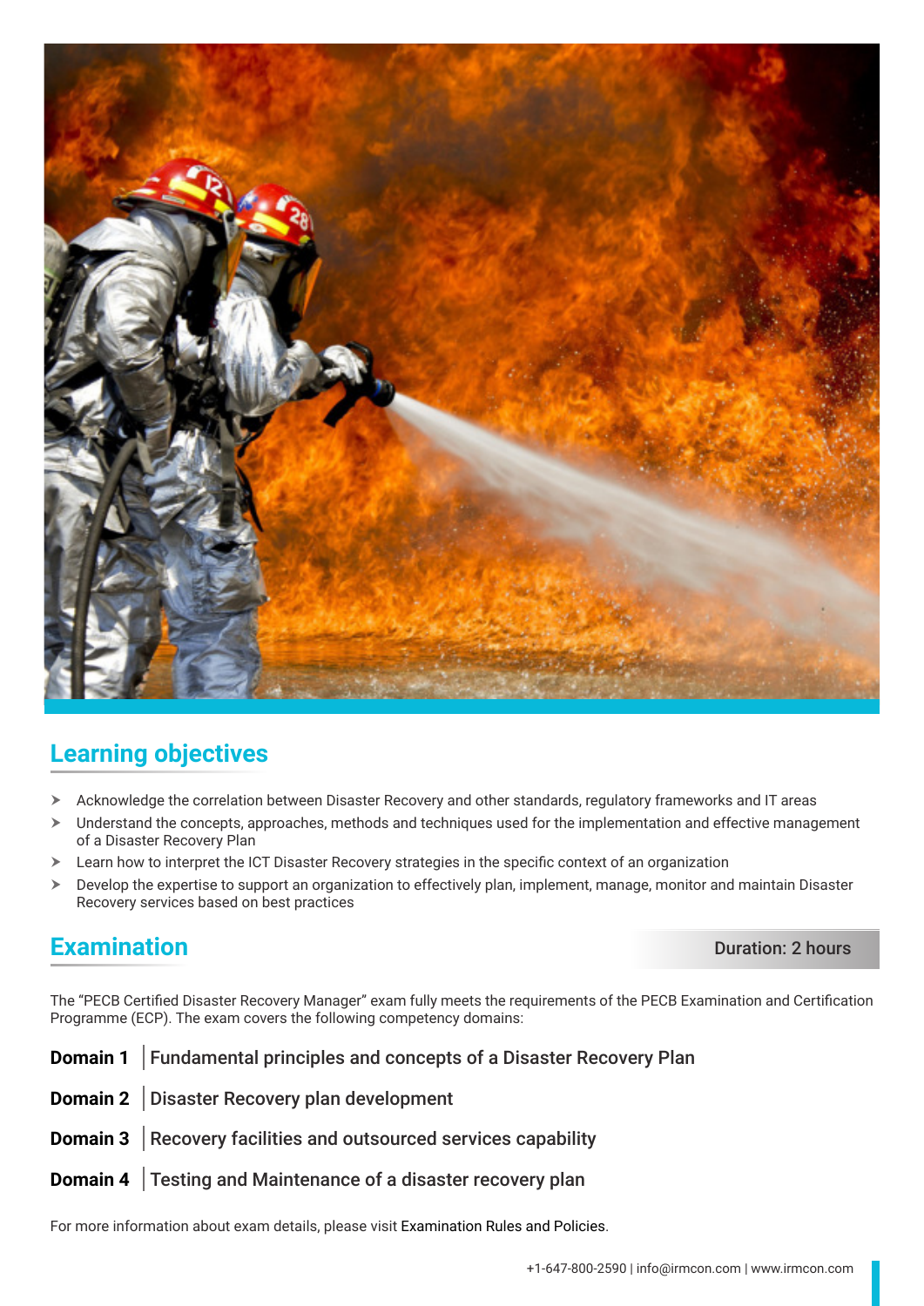## Learning objectives

- Acknowledge the correlation between Disaster Recovery and other standards, regulatory frameworks and IT areas
- Understand the concepts, approaches, methods and techniques used for the implementation and effective management of a Disaster Recovery Plan
- Learn how to interpret the ICT Disaster Recovery strategies in the specific context of an organization
- Develop the expertise to support an organization to effectively plan, implement, manage, monitor and maintain Disaster Recovery services based on best practices

## Examination

Duration: 2 hours

The "PECB Certified Disaster Recovery Manager" exam fully meets the requirements of the PECB Examination and Certification Programme (ECP). The exam covers the following competency domains:

**Domain 1** | Fundamental principles and concepts of a Disaster Recovery Plan

**Domain 2** | Disaster Recovery plan development

**Domain 3** | Recovery facilities and outsourced services capability

**Domain 4** | Testing and Maintenance of a disaster recovery plan

For more information about exam details, please visit Examination Rules and Policies.

+1-647-800-2590 | info@irmcon.com | www.irmcon.com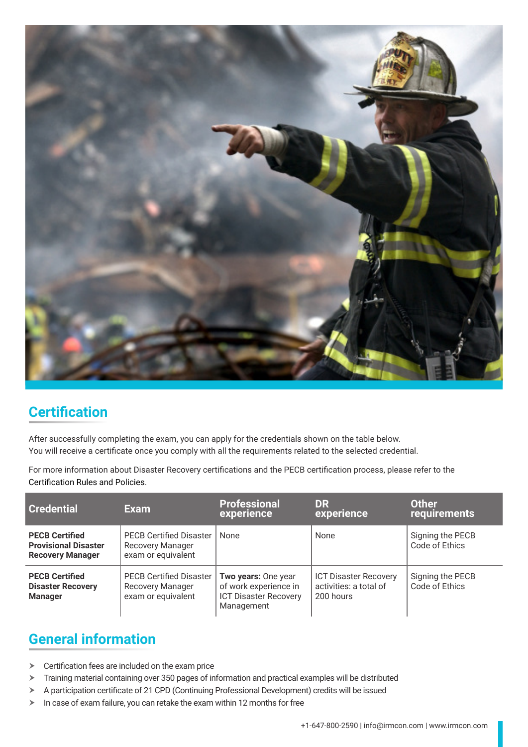## Certification

After successfully completing the exam, you can apply for the credentials shown on the table below.
You will receive a certificate once you comply with all the requirements related to the selected credential.

For more information about Disaster Recovery certifications and the PECB certification process, please refer to the Certification Rules and Policies.

| Credential | Exam | Professional experience | DR experience | Other requirements |
| --- | --- | --- | --- | --- |
| **PECB Certified Provisional Disaster Recovery Manager** | PECB Certified Disaster Recovery Manager exam or equivalent | None | None | Signing the PECB Code of Ethics |
| **PECB Certified Disaster Recovery Manager** | PECB Certified Disaster Recovery Manager exam or equivalent | **Two years:** One year of work experience in ICT Disaster Recovery Management | ICT Disaster Recovery activities: a total of 200 hours | Signing the PECB Code of Ethics |

## General information

- Certification fees are included on the exam price
- Training material containing over 350 pages of information and practical examples will be distributed
- A participation certificate of 21 CPD (Continuing Professional Development) credits will be issued
- In case of exam failure, you can retake the exam within 12 months for free

+1-647-800-2590 | info@irmcon.com | www.irmcon.com